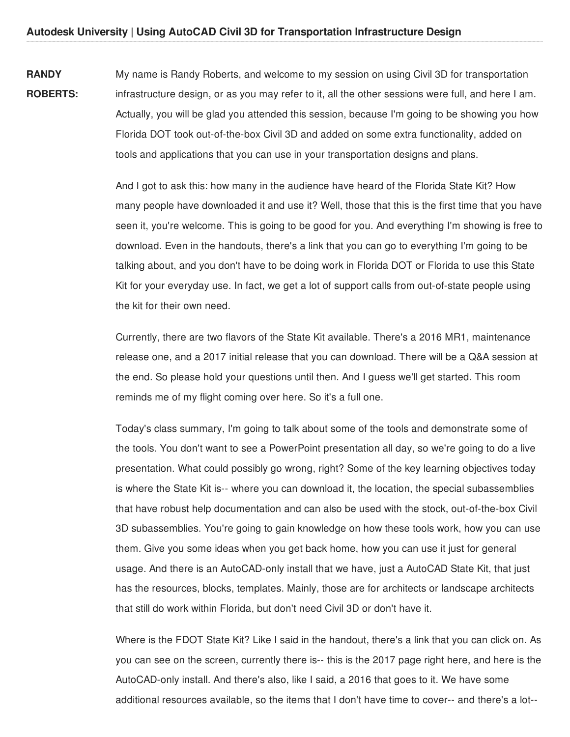**RANDY ROBERTS:** My name is Randy Roberts, and welcome to my session on using Civil 3D for transportation infrastructure design, or as you may refer to it, all the other sessions were full, and here I am. Actually, you will be glad you attended this session, because I'm going to be showing you how Florida DOT took out-of-the-box Civil 3D and added on some extra functionality, added on tools and applications that you can use in your transportation designs and plans.

And I got to ask this: how many in the audience have heard of the Florida State Kit? How many people have downloaded it and use it? Well, those that this is the first time that you have seen it, you're welcome. This is going to be good for you. And everything I'm showing is free to download. Even in the handouts, there's a link that you can go to everything I'm going to be talking about, and you don't have to be doing work in Florida DOT or Florida to use this State Kit for your everyday use. In fact, we get a lot of support calls from out-of-state people using the kit for their own need.

Currently, there are two flavors of the State Kit available. There's a 2016 MR1, maintenance release one, and a 2017 initial release that you can download. There will be a Q&A session at the end. So please hold your questions until then. And I guess we'll get started. This room reminds me of my flight coming over here. So it's a full one.

Today's class summary, I'm going to talk about some of the tools and demonstrate some of the tools. You don't want to see a PowerPoint presentation all day, so we're going to do a live presentation. What could possibly go wrong, right? Some of the key learning objectives today is where the State Kit is-- where you can download it, the location, the special subassemblies that have robust help documentation and can also be used with the stock, out-of-the-box Civil 3D subassemblies. You're going to gain knowledge on how these tools work, how you can use them. Give you some ideas when you get back home, how you can use it just for general usage. And there is an AutoCAD-only install that we have, just a AutoCAD State Kit, that just has the resources, blocks, templates. Mainly, those are for architects or landscape architects that still do work within Florida, but don't need Civil 3D or don't have it.

Where is the FDOT State Kit? Like I said in the handout, there's a link that you can click on. As you can see on the screen, currently there is-- this is the 2017 page right here, and here is the AutoCAD-only install. And there's also, like I said, a 2016 that goes to it. We have some additional resources available, so the items that I don't have time to cover-- and there's a lot--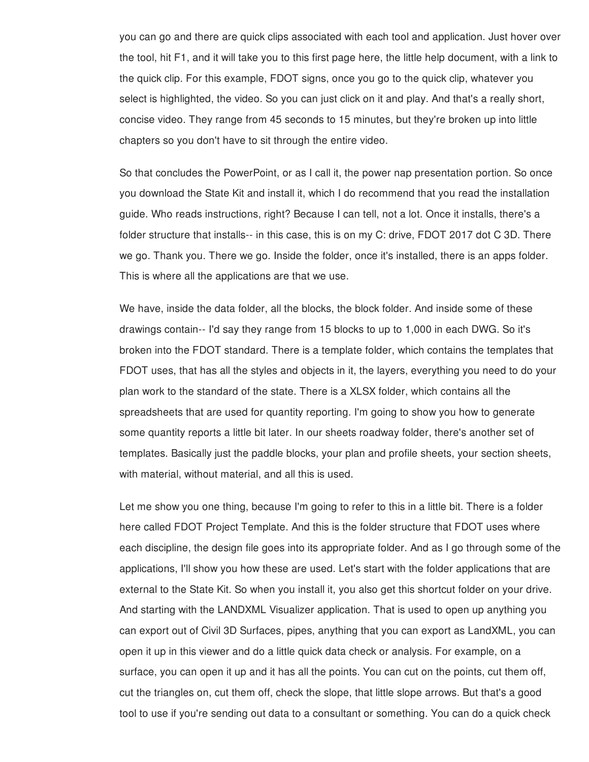you can go and there are quick clips associated with each tool and application. Just hover over the tool, hit F1, and it will take you to this first page here, the little help document, with a link to the quick clip. For this example, FDOT signs, once you go to the quick clip, whatever you select is highlighted, the video. So you can just click on it and play. And that's a really short, concise video. They range from 45 seconds to 15 minutes, but they're broken up into little chapters so you don't have to sit through the entire video.

So that concludes the PowerPoint, or as I call it, the power nap presentation portion. So once you download the State Kit and install it, which I do recommend that you read the installation guide. Who reads instructions, right? Because I can tell, not a lot. Once it installs, there's a folder structure that installs-- in this case, this is on my C: drive, FDOT 2017 dot C 3D. There we go. Thank you. There we go. Inside the folder, once it's installed, there is an apps folder. This is where all the applications are that we use.

We have, inside the data folder, all the blocks, the block folder. And inside some of these drawings contain-- I'd say they range from 15 blocks to up to 1,000 in each DWG. So it's broken into the FDOT standard. There is a template folder, which contains the templates that FDOT uses, that has all the styles and objects in it, the layers, everything you need to do your plan work to the standard of the state. There is a XLSX folder, which contains all the spreadsheets that are used for quantity reporting. I'm going to show you how to generate some quantity reports a little bit later. In our sheets roadway folder, there's another set of templates. Basically just the paddle blocks, your plan and profile sheets, your section sheets, with material, without material, and all this is used.

Let me show you one thing, because I'm going to refer to this in a little bit. There is a folder here called FDOT Project Template. And this is the folder structure that FDOT uses where each discipline, the design file goes into its appropriate folder. And as I go through some of the applications, I'll show you how these are used. Let's start with the folder applications that are external to the State Kit. So when you install it, you also get this shortcut folder on your drive. And starting with the LANDXML Visualizer application. That is used to open up anything you can export out of Civil 3D Surfaces, pipes, anything that you can export as LandXML, you can open it up in this viewer and do a little quick data check or analysis. For example, on a surface, you can open it up and it has all the points. You can cut on the points, cut them off, cut the triangles on, cut them off, check the slope, that little slope arrows. But that's a good tool to use if you're sending out data to a consultant or something. You can do a quick check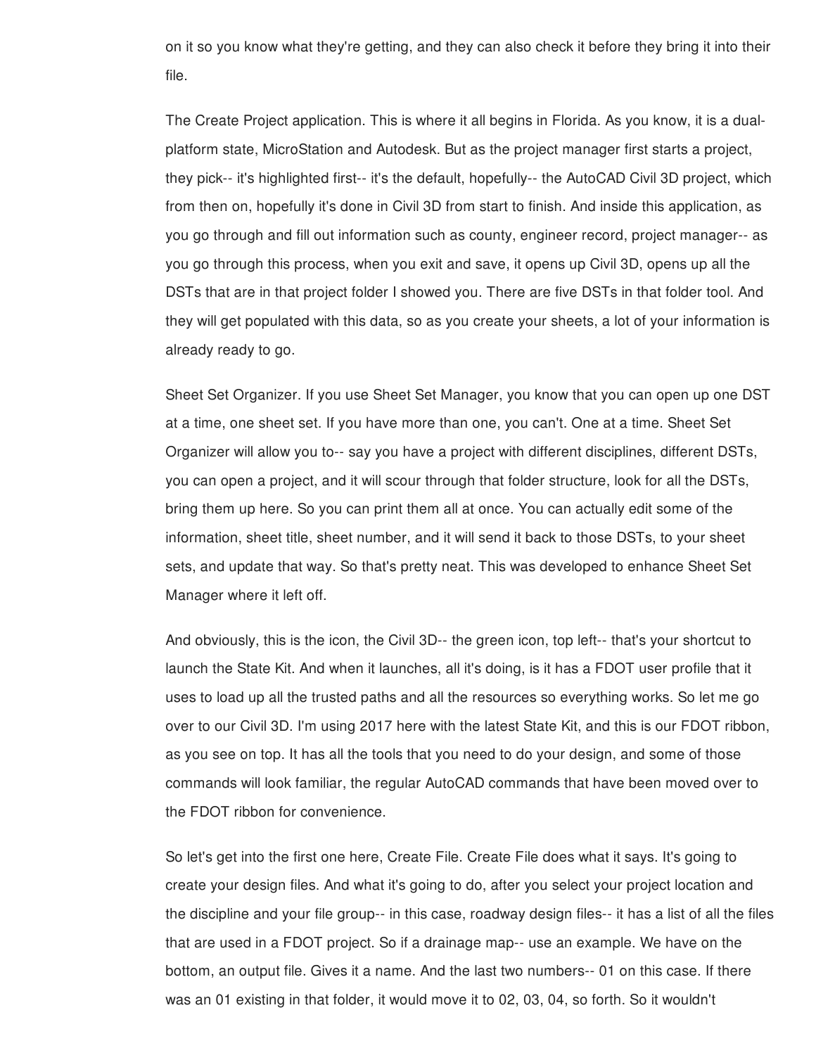on it so you know what they're getting, and they can also check it before they bring it into their file.

The Create Project application. This is where it all begins in Florida. As you know, it is a dual-platform state, MicroStation and Autodesk. But as the project manager first starts a project, they pick-- it's highlighted first-- it's the default, hopefully-- the AutoCAD Civil 3D project, which from then on, hopefully it's done in Civil 3D from start to finish. And inside this application, as you go through and fill out information such as county, engineer record, project manager-- as you go through this process, when you exit and save, it opens up Civil 3D, opens up all the DSTs that are in that project folder I showed you. There are five DSTs in that folder tool. And they will get populated with this data, so as you create your sheets, a lot of your information is already ready to go.

Sheet Set Organizer. If you use Sheet Set Manager, you know that you can open up one DST at a time, one sheet set. If you have more than one, you can't. One at a time. Sheet Set Organizer will allow you to-- say you have a project with different disciplines, different DSTs, you can open a project, and it will scour through that folder structure, look for all the DSTs, bring them up here. So you can print them all at once. You can actually edit some of the information, sheet title, sheet number, and it will send it back to those DSTs, to your sheet sets, and update that way. So that's pretty neat. This was developed to enhance Sheet Set Manager where it left off.

And obviously, this is the icon, the Civil 3D-- the green icon, top left-- that's your shortcut to launch the State Kit. And when it launches, all it's doing, is it has a FDOT user profile that it uses to load up all the trusted paths and all the resources so everything works. So let me go over to our Civil 3D. I'm using 2017 here with the latest State Kit, and this is our FDOT ribbon, as you see on top. It has all the tools that you need to do your design, and some of those commands will look familiar, the regular AutoCAD commands that have been moved over to the FDOT ribbon for convenience.

So let's get into the first one here, Create File. Create File does what it says. It's going to create your design files. And what it's going to do, after you select your project location and the discipline and your file group-- in this case, roadway design files-- it has a list of all the files that are used in a FDOT project. So if a drainage map-- use an example. We have on the bottom, an output file. Gives it a name. And the last two numbers-- 01 on this case. If there was an 01 existing in that folder, it would move it to 02, 03, 04, so forth. So it wouldn't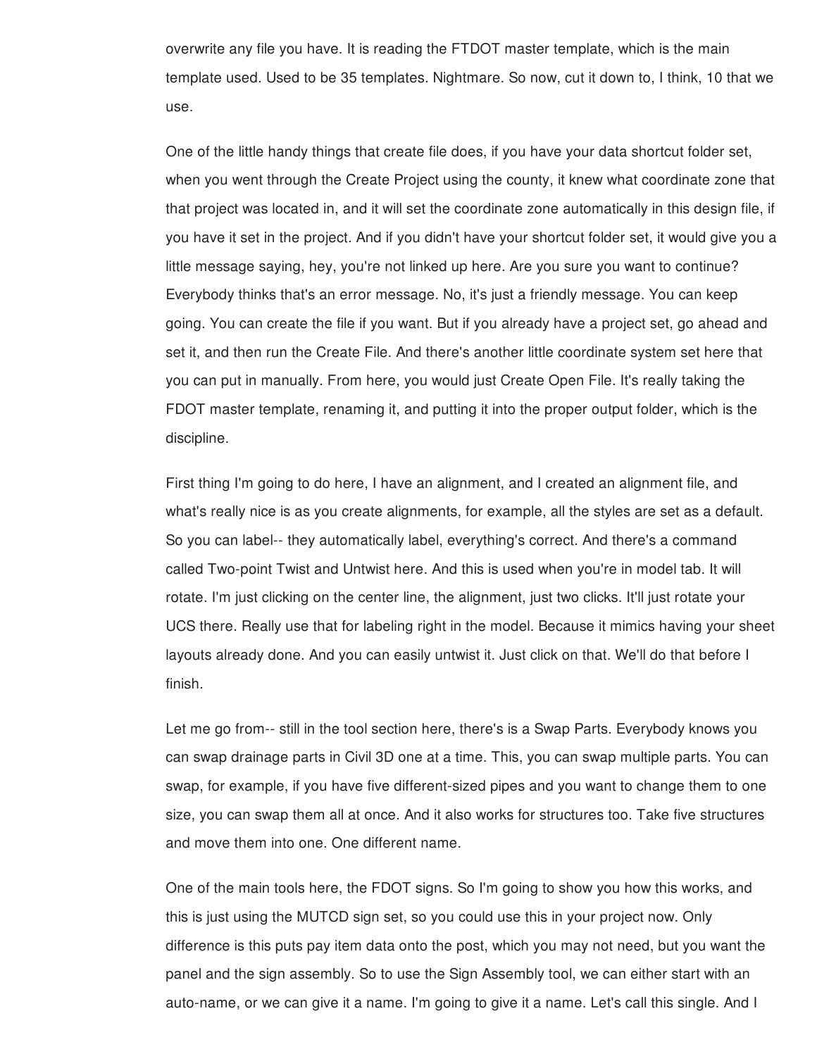overwrite any file you have. It is reading the FTDOT master template, which is the main template used. Used to be 35 templates. Nightmare. So now, cut it down to, I think, 10 that we use.

One of the little handy things that create file does, if you have your data shortcut folder set, when you went through the Create Project using the county, it knew what coordinate zone that that project was located in, and it will set the coordinate zone automatically in this design file, if you have it set in the project. And if you didn't have your shortcut folder set, it would give you a little message saying, hey, you're not linked up here. Are you sure you want to continue? Everybody thinks that's an error message. No, it's just a friendly message. You can keep going. You can create the file if you want. But if you already have a project set, go ahead and set it, and then run the Create File. And there's another little coordinate system set here that you can put in manually. From here, you would just Create Open File. It's really taking the FDOT master template, renaming it, and putting it into the proper output folder, which is the discipline.

First thing I'm going to do here, I have an alignment, and I created an alignment file, and what's really nice is as you create alignments, for example, all the styles are set as a default. So you can label-- they automatically label, everything's correct. And there's a command called Two-point Twist and Untwist here. And this is used when you're in model tab. It will rotate. I'm just clicking on the center line, the alignment, just two clicks. It'll just rotate your UCS there. Really use that for labeling right in the model. Because it mimics having your sheet layouts already done. And you can easily untwist it. Just click on that. We'll do that before I finish.

Let me go from-- still in the tool section here, there's is a Swap Parts. Everybody knows you can swap drainage parts in Civil 3D one at a time. This, you can swap multiple parts. You can swap, for example, if you have five different-sized pipes and you want to change them to one size, you can swap them all at once. And it also works for structures too. Take five structures and move them into one. One different name.

One of the main tools here, the FDOT signs. So I'm going to show you how this works, and this is just using the MUTCD sign set, so you could use this in your project now. Only difference is this puts pay item data onto the post, which you may not need, but you want the panel and the sign assembly. So to use the Sign Assembly tool, we can either start with an auto-name, or we can give it a name. I'm going to give it a name. Let's call this single. And I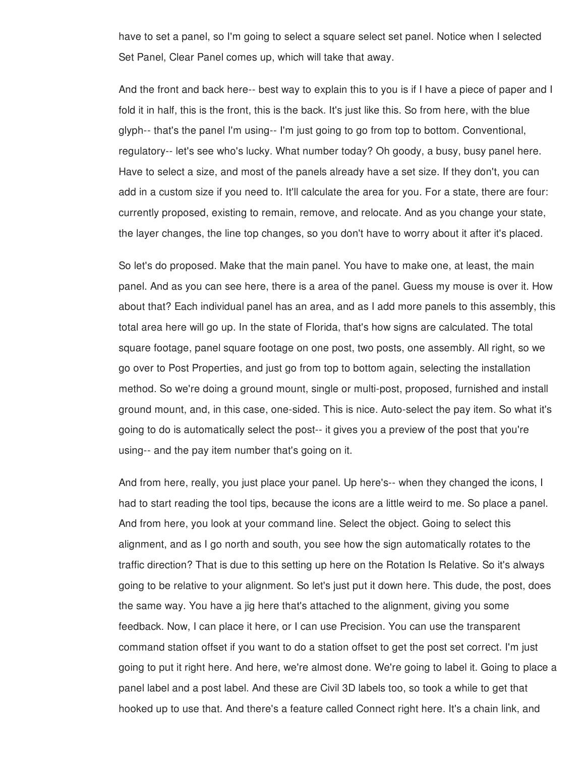have to set a panel, so I'm going to select a square select set panel. Notice when I selected Set Panel, Clear Panel comes up, which will take that away.

And the front and back here-- best way to explain this to you is if I have a piece of paper and I fold it in half, this is the front, this is the back. It's just like this. So from here, with the blue glyph-- that's the panel I'm using-- I'm just going to go from top to bottom. Conventional, regulatory-- let's see who's lucky. What number today? Oh goody, a busy, busy panel here. Have to select a size, and most of the panels already have a set size. If they don't, you can add in a custom size if you need to. It'll calculate the area for you. For a state, there are four: currently proposed, existing to remain, remove, and relocate. And as you change your state, the layer changes, the line top changes, so you don't have to worry about it after it's placed.

So let's do proposed. Make that the main panel. You have to make one, at least, the main panel. And as you can see here, there is a area of the panel. Guess my mouse is over it. How about that? Each individual panel has an area, and as I add more panels to this assembly, this total area here will go up. In the state of Florida, that's how signs are calculated. The total square footage, panel square footage on one post, two posts, one assembly. All right, so we go over to Post Properties, and just go from top to bottom again, selecting the installation method. So we're doing a ground mount, single or multi-post, proposed, furnished and install ground mount, and, in this case, one-sided. This is nice. Auto-select the pay item. So what it's going to do is automatically select the post-- it gives you a preview of the post that you're using-- and the pay item number that's going on it.

And from here, really, you just place your panel. Up here's-- when they changed the icons, I had to start reading the tool tips, because the icons are a little weird to me. So place a panel. And from here, you look at your command line. Select the object. Going to select this alignment, and as I go north and south, you see how the sign automatically rotates to the traffic direction? That is due to this setting up here on the Rotation Is Relative. So it's always going to be relative to your alignment. So let's just put it down here. This dude, the post, does the same way. You have a jig here that's attached to the alignment, giving you some feedback. Now, I can place it here, or I can use Precision. You can use the transparent command station offset if you want to do a station offset to get the post set correct. I'm just going to put it right here. And here, we're almost done. We're going to label it. Going to place a panel label and a post label. And these are Civil 3D labels too, so took a while to get that hooked up to use that. And there's a feature called Connect right here. It's a chain link, and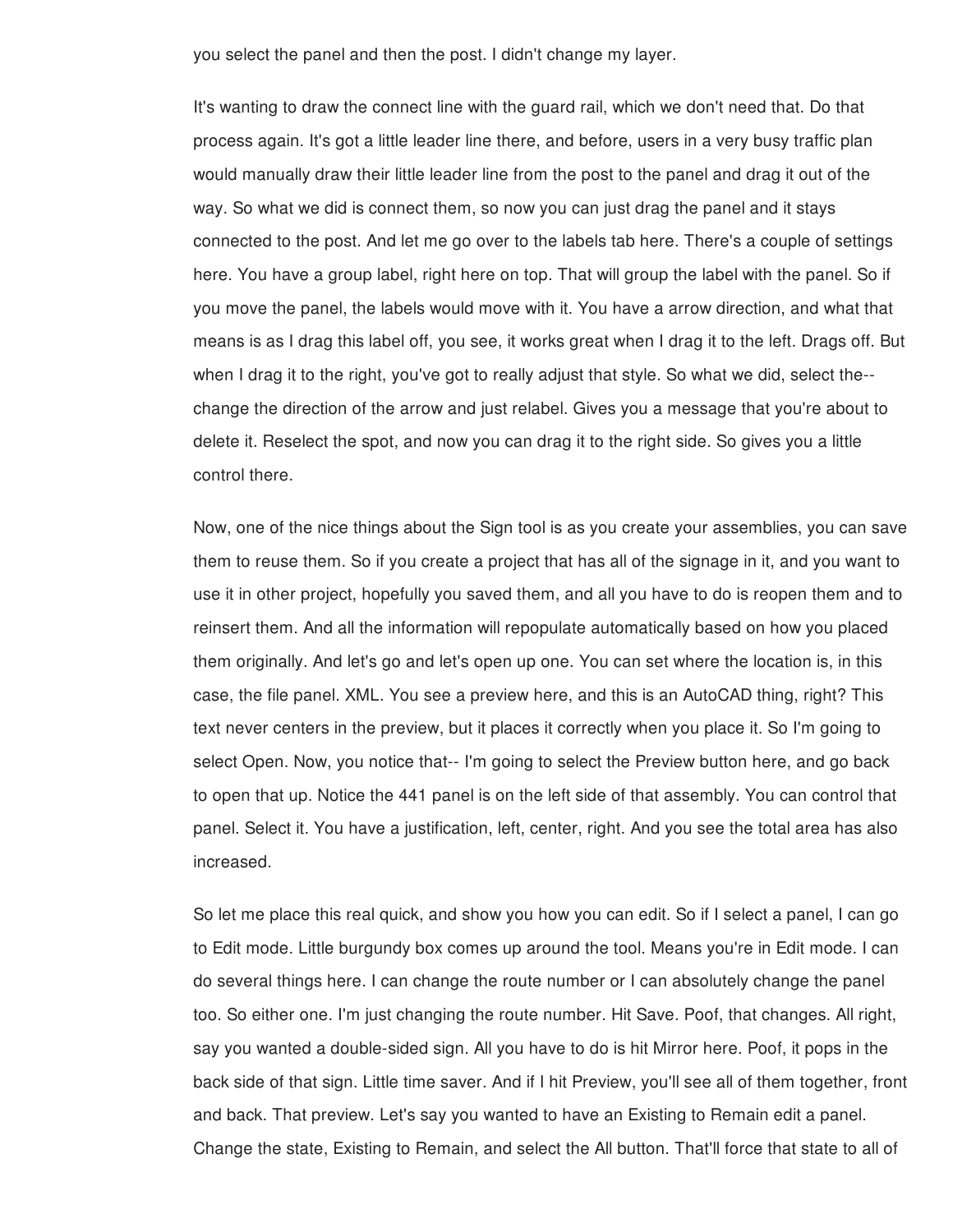you select the panel and then the post. I didn't change my layer.

It's wanting to draw the connect line with the guard rail, which we don't need that. Do that process again. It's got a little leader line there, and before, users in a very busy traffic plan would manually draw their little leader line from the post to the panel and drag it out of the way. So what we did is connect them, so now you can just drag the panel and it stays connected to the post. And let me go over to the labels tab here. There's a couple of settings here. You have a group label, right here on top. That will group the label with the panel. So if you move the panel, the labels would move with it. You have a arrow direction, and what that means is as I drag this label off, you see, it works great when I drag it to the left. Drags off. But when I drag it to the right, you've got to really adjust that style. So what we did, select the-- change the direction of the arrow and just relabel. Gives you a message that you're about to delete it. Reselect the spot, and now you can drag it to the right side. So gives you a little control there.

Now, one of the nice things about the Sign tool is as you create your assemblies, you can save them to reuse them. So if you create a project that has all of the signage in it, and you want to use it in other project, hopefully you saved them, and all you have to do is reopen them and to reinsert them. And all the information will repopulate automatically based on how you placed them originally. And let's go and let's open up one. You can set where the location is, in this case, the file panel. XML. You see a preview here, and this is an AutoCAD thing, right? This text never centers in the preview, but it places it correctly when you place it. So I'm going to select Open. Now, you notice that-- I'm going to select the Preview button here, and go back to open that up. Notice the 441 panel is on the left side of that assembly. You can control that panel. Select it. You have a justification, left, center, right. And you see the total area has also increased.

So let me place this real quick, and show you how you can edit. So if I select a panel, I can go to Edit mode. Little burgundy box comes up around the tool. Means you're in Edit mode. I can do several things here. I can change the route number or I can absolutely change the panel too. So either one. I'm just changing the route number. Hit Save. Poof, that changes. All right, say you wanted a double-sided sign. All you have to do is hit Mirror here. Poof, it pops in the back side of that sign. Little time saver. And if I hit Preview, you'll see all of them together, front and back. That preview. Let's say you wanted to have an Existing to Remain edit a panel. Change the state, Existing to Remain, and select the All button. That'll force that state to all of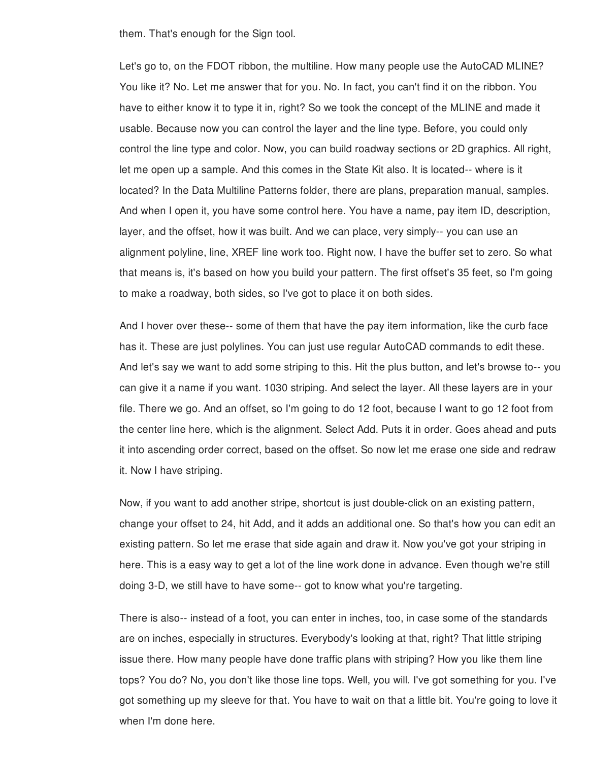them. That's enough for the Sign tool.

Let's go to, on the FDOT ribbon, the multiline. How many people use the AutoCAD MLINE? You like it? No. Let me answer that for you. No. In fact, you can't find it on the ribbon. You have to either know it to type it in, right? So we took the concept of the MLINE and made it usable. Because now you can control the layer and the line type. Before, you could only control the line type and color. Now, you can build roadway sections or 2D graphics. All right, let me open up a sample. And this comes in the State Kit also. It is located-- where is it located? In the Data Multiline Patterns folder, there are plans, preparation manual, samples. And when I open it, you have some control here. You have a name, pay item ID, description, layer, and the offset, how it was built. And we can place, very simply-- you can use an alignment polyline, line, XREF line work too. Right now, I have the buffer set to zero. So what that means is, it's based on how you build your pattern. The first offset's 35 feet, so I'm going to make a roadway, both sides, so I've got to place it on both sides.

And I hover over these-- some of them that have the pay item information, like the curb face has it. These are just polylines. You can just use regular AutoCAD commands to edit these. And let's say we want to add some striping to this. Hit the plus button, and let's browse to-- you can give it a name if you want. 1030 striping. And select the layer. All these layers are in your file. There we go. And an offset, so I'm going to do 12 foot, because I want to go 12 foot from the center line here, which is the alignment. Select Add. Puts it in order. Goes ahead and puts it into ascending order correct, based on the offset. So now let me erase one side and redraw it. Now I have striping.

Now, if you want to add another stripe, shortcut is just double-click on an existing pattern, change your offset to 24, hit Add, and it adds an additional one. So that's how you can edit an existing pattern. So let me erase that side again and draw it. Now you've got your striping in here. This is a easy way to get a lot of the line work done in advance. Even though we're still doing 3-D, we still have to have some-- got to know what you're targeting.

There is also-- instead of a foot, you can enter in inches, too, in case some of the standards are on inches, especially in structures. Everybody's looking at that, right? That little striping issue there. How many people have done traffic plans with striping? How you like them line tops? You do? No, you don't like those line tops. Well, you will. I've got something for you. I've got something up my sleeve for that. You have to wait on that a little bit. You're going to love it when I'm done here.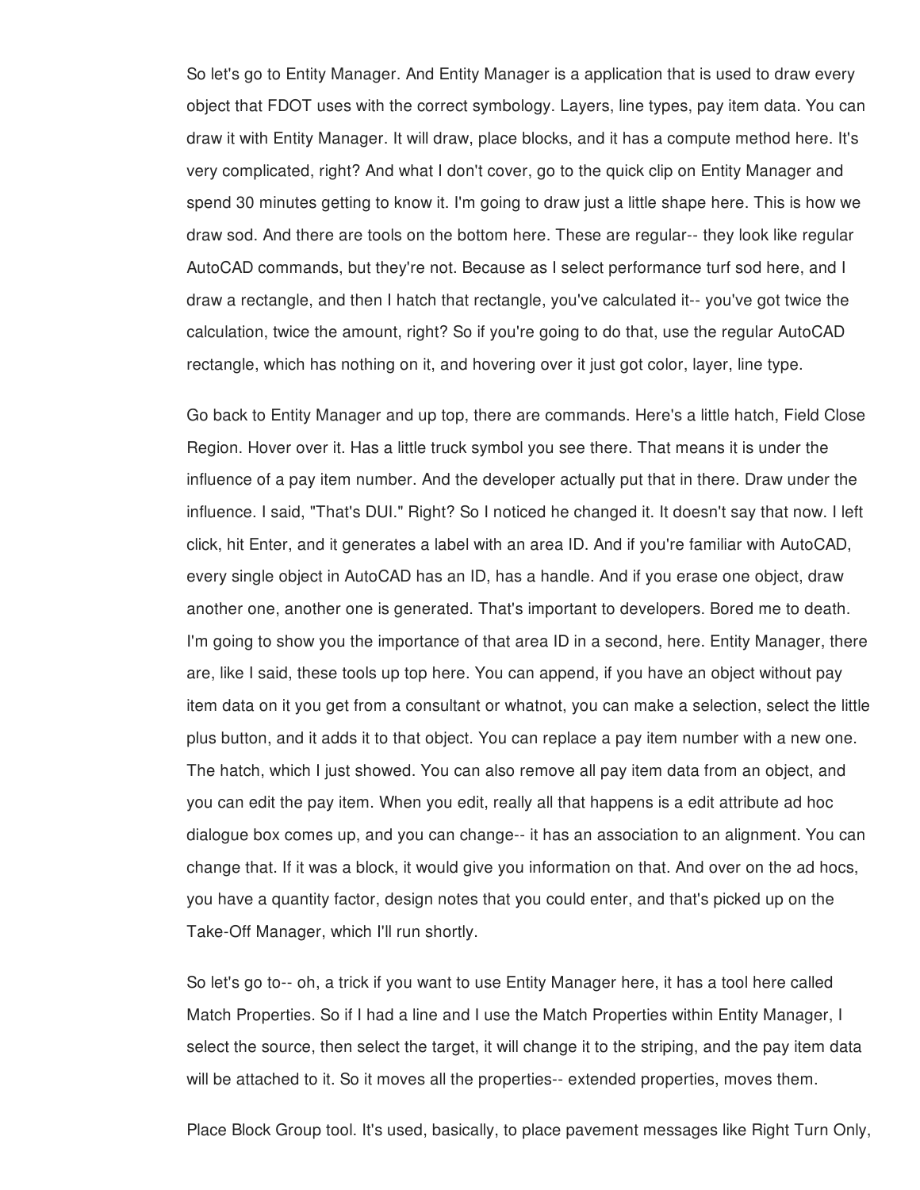So let's go to Entity Manager. And Entity Manager is a application that is used to draw every object that FDOT uses with the correct symbology. Layers, line types, pay item data. You can draw it with Entity Manager. It will draw, place blocks, and it has a compute method here. It's very complicated, right? And what I don't cover, go to the quick clip on Entity Manager and spend 30 minutes getting to know it. I'm going to draw just a little shape here. This is how we draw sod. And there are tools on the bottom here. These are regular-- they look like regular AutoCAD commands, but they're not. Because as I select performance turf sod here, and I draw a rectangle, and then I hatch that rectangle, you've calculated it-- you've got twice the calculation, twice the amount, right? So if you're going to do that, use the regular AutoCAD rectangle, which has nothing on it, and hovering over it just got color, layer, line type.

Go back to Entity Manager and up top, there are commands. Here's a little hatch, Field Close Region. Hover over it. Has a little truck symbol you see there. That means it is under the influence of a pay item number. And the developer actually put that in there. Draw under the influence. I said, "That's DUI." Right? So I noticed he changed it. It doesn't say that now. I left click, hit Enter, and it generates a label with an area ID. And if you're familiar with AutoCAD, every single object in AutoCAD has an ID, has a handle. And if you erase one object, draw another one, another one is generated. That's important to developers. Bored me to death. I'm going to show you the importance of that area ID in a second, here. Entity Manager, there are, like I said, these tools up top here. You can append, if you have an object without pay item data on it you get from a consultant or whatnot, you can make a selection, select the little plus button, and it adds it to that object. You can replace a pay item number with a new one. The hatch, which I just showed. You can also remove all pay item data from an object, and you can edit the pay item. When you edit, really all that happens is a edit attribute ad hoc dialogue box comes up, and you can change-- it has an association to an alignment. You can change that. If it was a block, it would give you information on that. And over on the ad hocs, you have a quantity factor, design notes that you could enter, and that's picked up on the Take-Off Manager, which I'll run shortly.

So let's go to-- oh, a trick if you want to use Entity Manager here, it has a tool here called Match Properties. So if I had a line and I use the Match Properties within Entity Manager, I select the source, then select the target, it will change it to the striping, and the pay item data will be attached to it. So it moves all the properties-- extended properties, moves them.

Place Block Group tool. It's used, basically, to place pavement messages like Right Turn Only,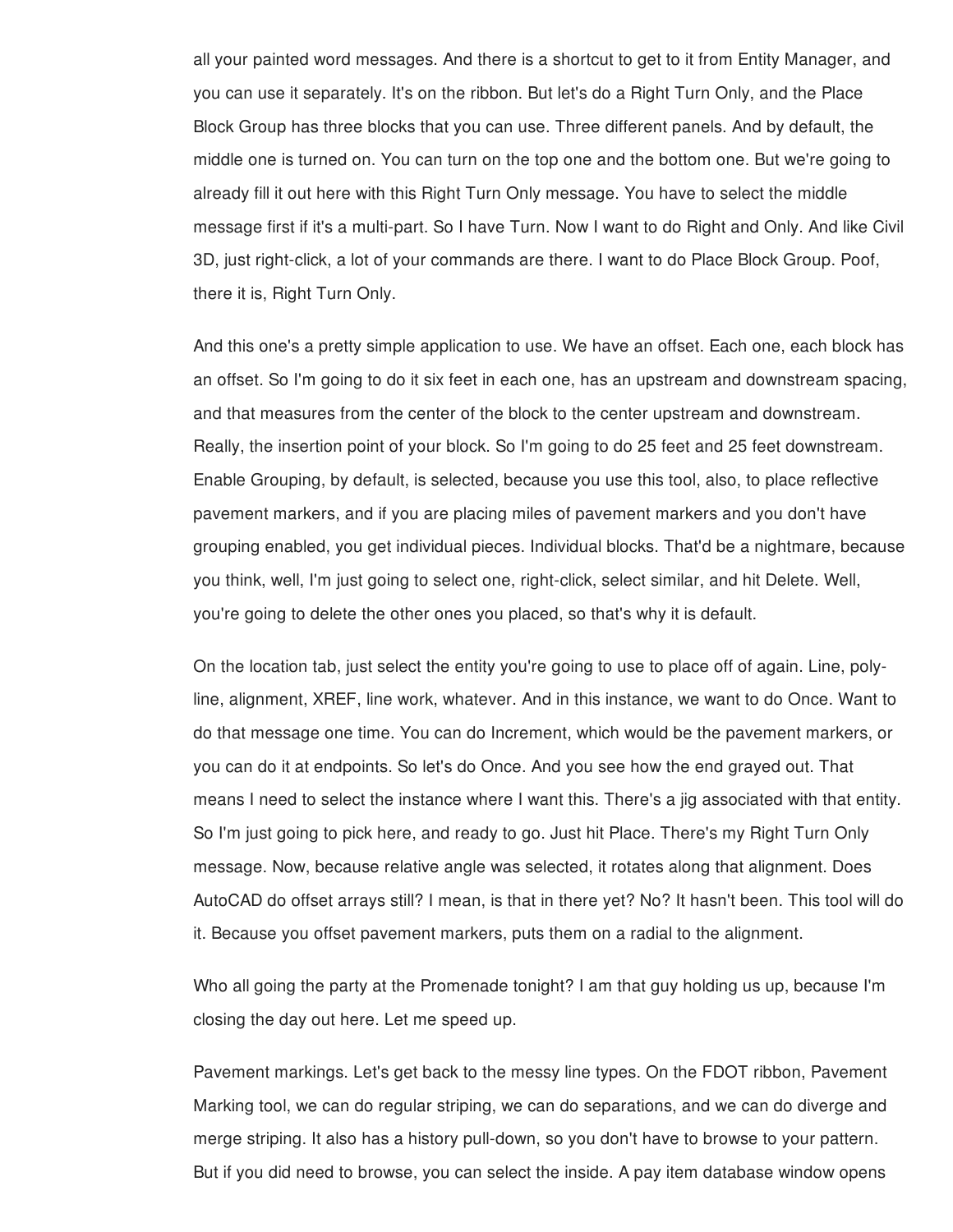all your painted word messages. And there is a shortcut to get to it from Entity Manager, and you can use it separately. It's on the ribbon. But let's do a Right Turn Only, and the Place Block Group has three blocks that you can use. Three different panels. And by default, the middle one is turned on. You can turn on the top one and the bottom one. But we're going to already fill it out here with this Right Turn Only message. You have to select the middle message first if it's a multi-part. So I have Turn. Now I want to do Right and Only. And like Civil 3D, just right-click, a lot of your commands are there. I want to do Place Block Group. Poof, there it is, Right Turn Only.

And this one's a pretty simple application to use. We have an offset. Each one, each block has an offset. So I'm going to do it six feet in each one, has an upstream and downstream spacing, and that measures from the center of the block to the center upstream and downstream. Really, the insertion point of your block. So I'm going to do 25 feet and 25 feet downstream. Enable Grouping, by default, is selected, because you use this tool, also, to place reflective pavement markers, and if you are placing miles of pavement markers and you don't have grouping enabled, you get individual pieces. Individual blocks. That'd be a nightmare, because you think, well, I'm just going to select one, right-click, select similar, and hit Delete. Well, you're going to delete the other ones you placed, so that's why it is default.

On the location tab, just select the entity you're going to use to place off of again. Line, poly-line, alignment, XREF, line work, whatever. And in this instance, we want to do Once. Want to do that message one time. You can do Increment, which would be the pavement markers, or you can do it at endpoints. So let's do Once. And you see how the end grayed out. That means I need to select the instance where I want this. There's a jig associated with that entity. So I'm just going to pick here, and ready to go. Just hit Place. There's my Right Turn Only message. Now, because relative angle was selected, it rotates along that alignment. Does AutoCAD do offset arrays still? I mean, is that in there yet? No? It hasn't been. This tool will do it. Because you offset pavement markers, puts them on a radial to the alignment.

Who all going the party at the Promenade tonight? I am that guy holding us up, because I'm closing the day out here. Let me speed up.

Pavement markings. Let's get back to the messy line types. On the FDOT ribbon, Pavement Marking tool, we can do regular striping, we can do separations, and we can do diverge and merge striping. It also has a history pull-down, so you don't have to browse to your pattern. But if you did need to browse, you can select the inside. A pay item database window opens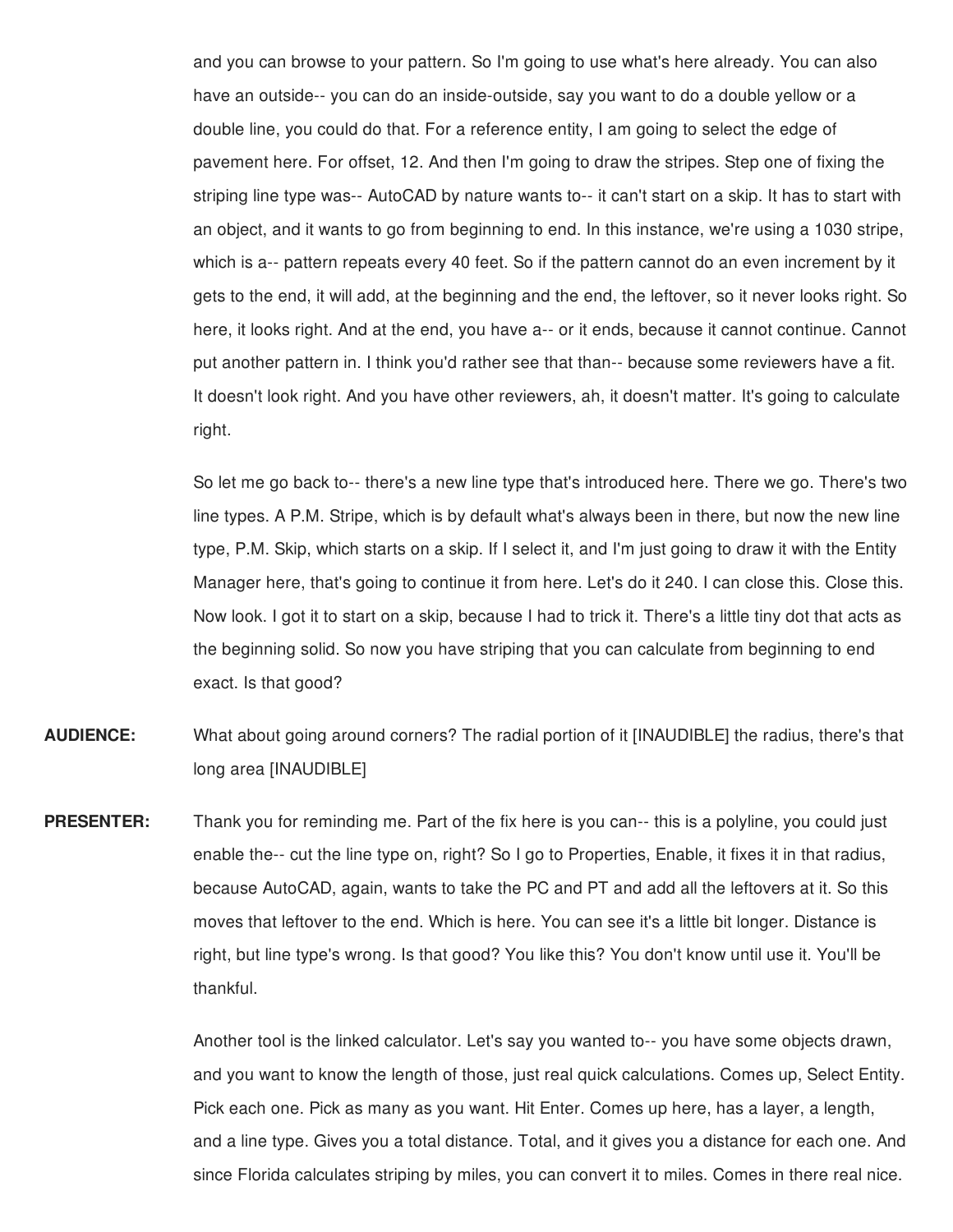and you can browse to your pattern. So I'm going to use what's here already. You can also have an outside-- you can do an inside-outside, say you want to do a double yellow or a double line, you could do that. For a reference entity, I am going to select the edge of pavement here. For offset, 12. And then I'm going to draw the stripes. Step one of fixing the striping line type was-- AutoCAD by nature wants to-- it can't start on a skip. It has to start with an object, and it wants to go from beginning to end. In this instance, we're using a 1030 stripe, which is a-- pattern repeats every 40 feet. So if the pattern cannot do an even increment by it gets to the end, it will add, at the beginning and the end, the leftover, so it never looks right. So here, it looks right. And at the end, you have a-- or it ends, because it cannot continue. Cannot put another pattern in. I think you'd rather see that than-- because some reviewers have a fit. It doesn't look right. And you have other reviewers, ah, it doesn't matter. It's going to calculate right.

So let me go back to-- there's a new line type that's introduced here. There we go. There's two line types. A P.M. Stripe, which is by default what's always been in there, but now the new line type, P.M. Skip, which starts on a skip. If I select it, and I'm just going to draw it with the Entity Manager here, that's going to continue it from here. Let's do it 240. I can close this. Close this. Now look. I got it to start on a skip, because I had to trick it. There's a little tiny dot that acts as the beginning solid. So now you have striping that you can calculate from beginning to end exact. Is that good?

**AUDIENCE:** What about going around corners? The radial portion of it [INAUDIBLE] the radius, there's that long area [INAUDIBLE]

**PRESENTER:** Thank you for reminding me. Part of the fix here is you can-- this is a polyline, you could just enable the-- cut the line type on, right? So I go to Properties, Enable, it fixes it in that radius, because AutoCAD, again, wants to take the PC and PT and add all the leftovers at it. So this moves that leftover to the end. Which is here. You can see it's a little bit longer. Distance is right, but line type's wrong. Is that good? You like this? You don't know until use it. You'll be thankful.

Another tool is the linked calculator. Let's say you wanted to-- you have some objects drawn, and you want to know the length of those, just real quick calculations. Comes up, Select Entity. Pick each one. Pick as many as you want. Hit Enter. Comes up here, has a layer, a length, and a line type. Gives you a total distance. Total, and it gives you a distance for each one. And since Florida calculates striping by miles, you can convert it to miles. Comes in there real nice.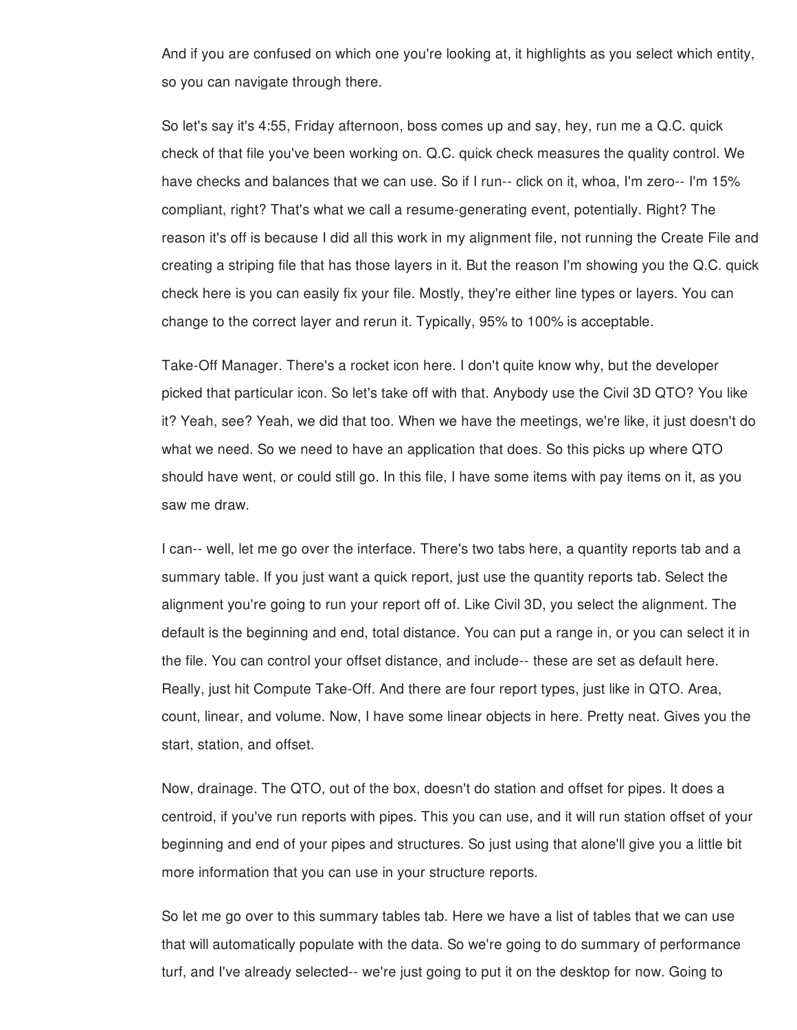And if you are confused on which one you're looking at, it highlights as you select which entity, so you can navigate through there.

So let's say it's 4:55, Friday afternoon, boss comes up and say, hey, run me a Q.C. quick check of that file you've been working on. Q.C. quick check measures the quality control. We have checks and balances that we can use. So if I run-- click on it, whoa, I'm zero-- I'm 15% compliant, right? That's what we call a resume-generating event, potentially. Right? The reason it's off is because I did all this work in my alignment file, not running the Create File and creating a striping file that has those layers in it. But the reason I'm showing you the Q.C. quick check here is you can easily fix your file. Mostly, they're either line types or layers. You can change to the correct layer and rerun it. Typically, 95% to 100% is acceptable.

Take-Off Manager. There's a rocket icon here. I don't quite know why, but the developer picked that particular icon. So let's take off with that. Anybody use the Civil 3D QTO? You like it? Yeah, see? Yeah, we did that too. When we have the meetings, we're like, it just doesn't do what we need. So we need to have an application that does. So this picks up where QTO should have went, or could still go. In this file, I have some items with pay items on it, as you saw me draw.

I can-- well, let me go over the interface. There's two tabs here, a quantity reports tab and a summary table. If you just want a quick report, just use the quantity reports tab. Select the alignment you're going to run your report off of. Like Civil 3D, you select the alignment. The default is the beginning and end, total distance. You can put a range in, or you can select it in the file. You can control your offset distance, and include-- these are set as default here. Really, just hit Compute Take-Off. And there are four report types, just like in QTO. Area, count, linear, and volume. Now, I have some linear objects in here. Pretty neat. Gives you the start, station, and offset.

Now, drainage. The QTO, out of the box, doesn't do station and offset for pipes. It does a centroid, if you've run reports with pipes. This you can use, and it will run station offset of your beginning and end of your pipes and structures. So just using that alone'll give you a little bit more information that you can use in your structure reports.

So let me go over to this summary tables tab. Here we have a list of tables that we can use that will automatically populate with the data. So we're going to do summary of performance turf, and I've already selected-- we're just going to put it on the desktop for now. Going to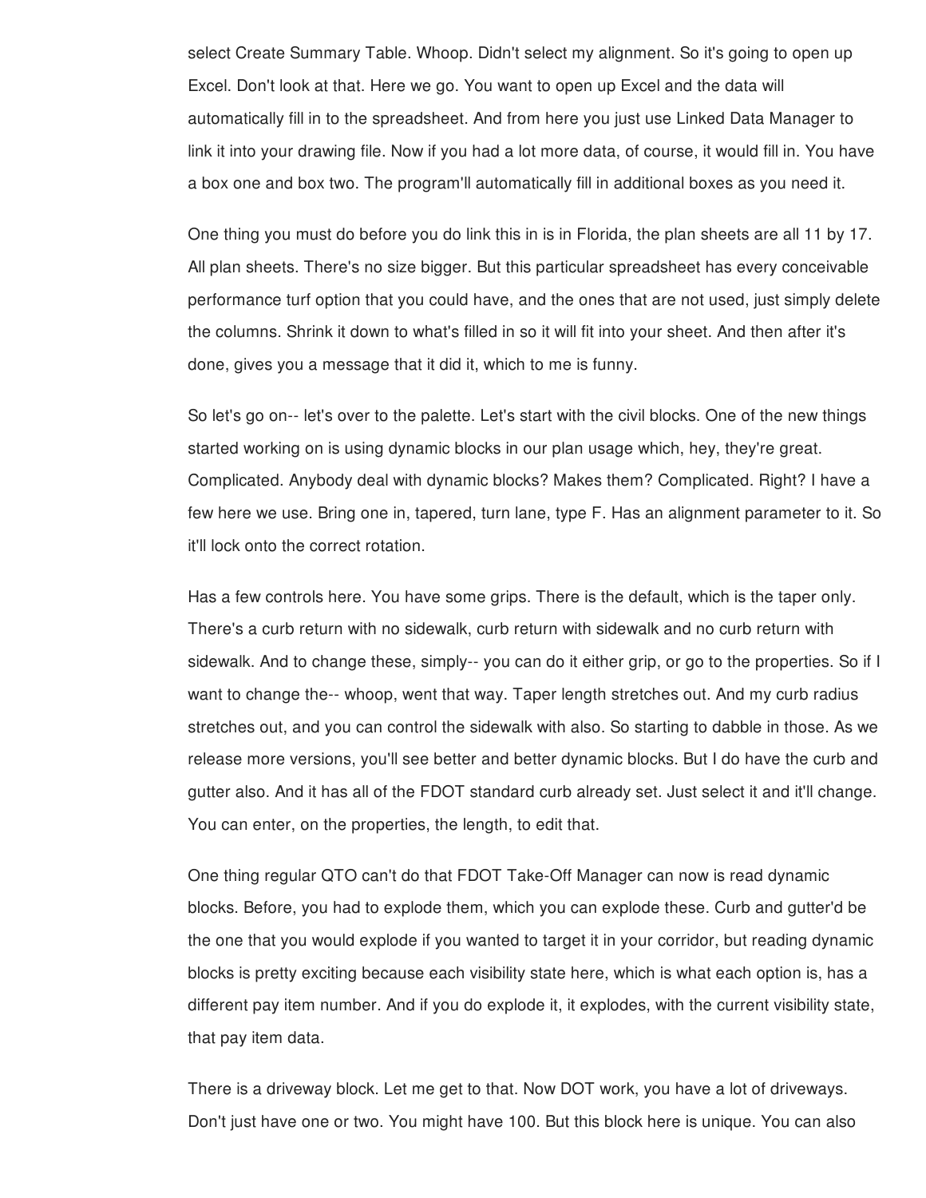select Create Summary Table. Whoop. Didn't select my alignment. So it's going to open up Excel. Don't look at that. Here we go. You want to open up Excel and the data will automatically fill in to the spreadsheet. And from here you just use Linked Data Manager to link it into your drawing file. Now if you had a lot more data, of course, it would fill in. You have a box one and box two. The program'll automatically fill in additional boxes as you need it.

One thing you must do before you do link this in is in Florida, the plan sheets are all 11 by 17. All plan sheets. There's no size bigger. But this particular spreadsheet has every conceivable performance turf option that you could have, and the ones that are not used, just simply delete the columns. Shrink it down to what's filled in so it will fit into your sheet. And then after it's done, gives you a message that it did it, which to me is funny.

So let's go on-- let's over to the palette. Let's start with the civil blocks. One of the new things started working on is using dynamic blocks in our plan usage which, hey, they're great. Complicated. Anybody deal with dynamic blocks? Makes them? Complicated. Right? I have a few here we use. Bring one in, tapered, turn lane, type F. Has an alignment parameter to it. So it'll lock onto the correct rotation.

Has a few controls here. You have some grips. There is the default, which is the taper only. There's a curb return with no sidewalk, curb return with sidewalk and no curb return with sidewalk. And to change these, simply-- you can do it either grip, or go to the properties. So if I want to change the-- whoop, went that way. Taper length stretches out. And my curb radius stretches out, and you can control the sidewalk with also. So starting to dabble in those. As we release more versions, you'll see better and better dynamic blocks. But I do have the curb and gutter also. And it has all of the FDOT standard curb already set. Just select it and it'll change. You can enter, on the properties, the length, to edit that.

One thing regular QTO can't do that FDOT Take-Off Manager can now is read dynamic blocks. Before, you had to explode them, which you can explode these. Curb and gutter'd be the one that you would explode if you wanted to target it in your corridor, but reading dynamic blocks is pretty exciting because each visibility state here, which is what each option is, has a different pay item number. And if you do explode it, it explodes, with the current visibility state, that pay item data.

There is a driveway block. Let me get to that. Now DOT work, you have a lot of driveways. Don't just have one or two. You might have 100. But this block here is unique. You can also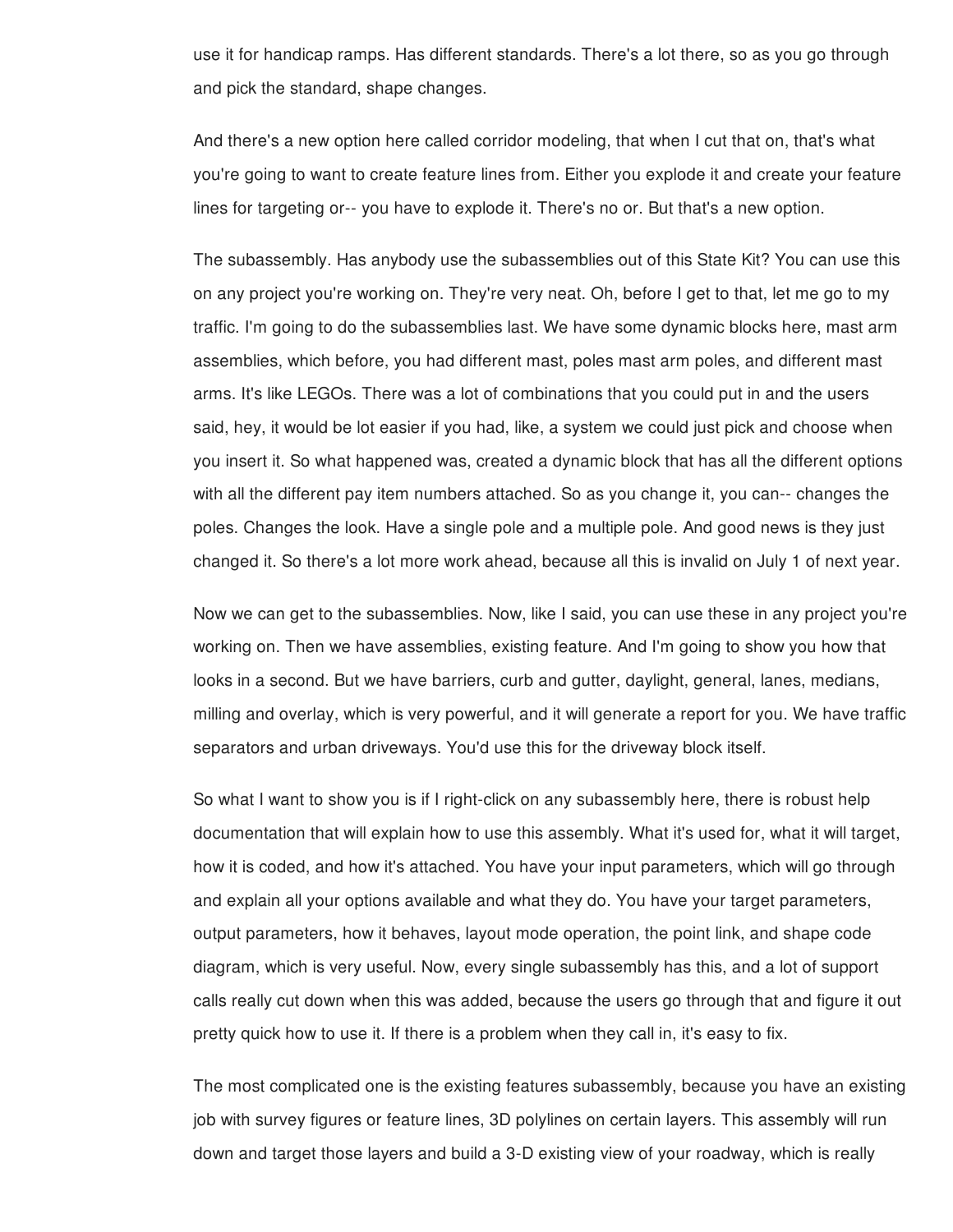use it for handicap ramps. Has different standards. There's a lot there, so as you go through and pick the standard, shape changes.

And there's a new option here called corridor modeling, that when I cut that on, that's what you're going to want to create feature lines from. Either you explode it and create your feature lines for targeting or-- you have to explode it. There's no or. But that's a new option.

The subassembly. Has anybody use the subassemblies out of this State Kit? You can use this on any project you're working on. They're very neat. Oh, before I get to that, let me go to my traffic. I'm going to do the subassemblies last. We have some dynamic blocks here, mast arm assemblies, which before, you had different mast, poles mast arm poles, and different mast arms. It's like LEGOs. There was a lot of combinations that you could put in and the users said, hey, it would be lot easier if you had, like, a system we could just pick and choose when you insert it. So what happened was, created a dynamic block that has all the different options with all the different pay item numbers attached. So as you change it, you can-- changes the poles. Changes the look. Have a single pole and a multiple pole. And good news is they just changed it. So there's a lot more work ahead, because all this is invalid on July 1 of next year.

Now we can get to the subassemblies. Now, like I said, you can use these in any project you're working on. Then we have assemblies, existing feature. And I'm going to show you how that looks in a second. But we have barriers, curb and gutter, daylight, general, lanes, medians, milling and overlay, which is very powerful, and it will generate a report for you. We have traffic separators and urban driveways. You'd use this for the driveway block itself.

So what I want to show you is if I right-click on any subassembly here, there is robust help documentation that will explain how to use this assembly. What it's used for, what it will target, how it is coded, and how it's attached. You have your input parameters, which will go through and explain all your options available and what they do. You have your target parameters, output parameters, how it behaves, layout mode operation, the point link, and shape code diagram, which is very useful. Now, every single subassembly has this, and a lot of support calls really cut down when this was added, because the users go through that and figure it out pretty quick how to use it. If there is a problem when they call in, it's easy to fix.

The most complicated one is the existing features subassembly, because you have an existing job with survey figures or feature lines, 3D polylines on certain layers. This assembly will run down and target those layers and build a 3-D existing view of your roadway, which is really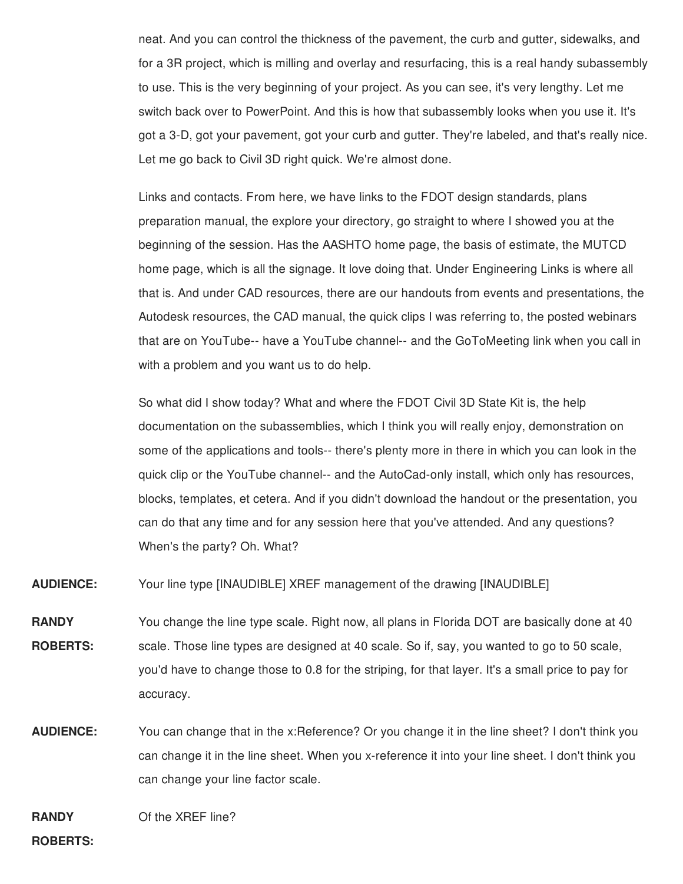neat. And you can control the thickness of the pavement, the curb and gutter, sidewalks, and for a 3R project, which is milling and overlay and resurfacing, this is a real handy subassembly to use. This is the very beginning of your project. As you can see, it's very lengthy. Let me switch back over to PowerPoint. And this is how that subassembly looks when you use it. It's got a 3-D, got your pavement, got your curb and gutter. They're labeled, and that's really nice. Let me go back to Civil 3D right quick. We're almost done.

Links and contacts. From here, we have links to the FDOT design standards, plans preparation manual, the explore your directory, go straight to where I showed you at the beginning of the session. Has the AASHTO home page, the basis of estimate, the MUTCD home page, which is all the signage. It love doing that. Under Engineering Links is where all that is. And under CAD resources, there are our handouts from events and presentations, the Autodesk resources, the CAD manual, the quick clips I was referring to, the posted webinars that are on YouTube-- have a YouTube channel-- and the GoToMeeting link when you call in with a problem and you want us to do help.

So what did I show today? What and where the FDOT Civil 3D State Kit is, the help documentation on the subassemblies, which I think you will really enjoy, demonstration on some of the applications and tools-- there's plenty more in there in which you can look in the quick clip or the YouTube channel-- and the AutoCad-only install, which only has resources, blocks, templates, et cetera. And if you didn't download the handout or the presentation, you can do that any time and for any session here that you've attended. And any questions? When's the party? Oh. What?

**AUDIENCE:** Your line type [INAUDIBLE] XREF management of the drawing [INAUDIBLE]

**RANDY ROBERTS:** You change the line type scale. Right now, all plans in Florida DOT are basically done at 40 scale. Those line types are designed at 40 scale. So if, say, you wanted to go to 50 scale, you'd have to change those to 0.8 for the striping, for that layer. It's a small price to pay for accuracy.

**AUDIENCE:** You can change that in the x:Reference? Or you change it in the line sheet? I don't think you can change it in the line sheet. When you x-reference it into your line sheet. I don't think you can change your line factor scale.

**RANDY ROBERTS:** Of the XREF line?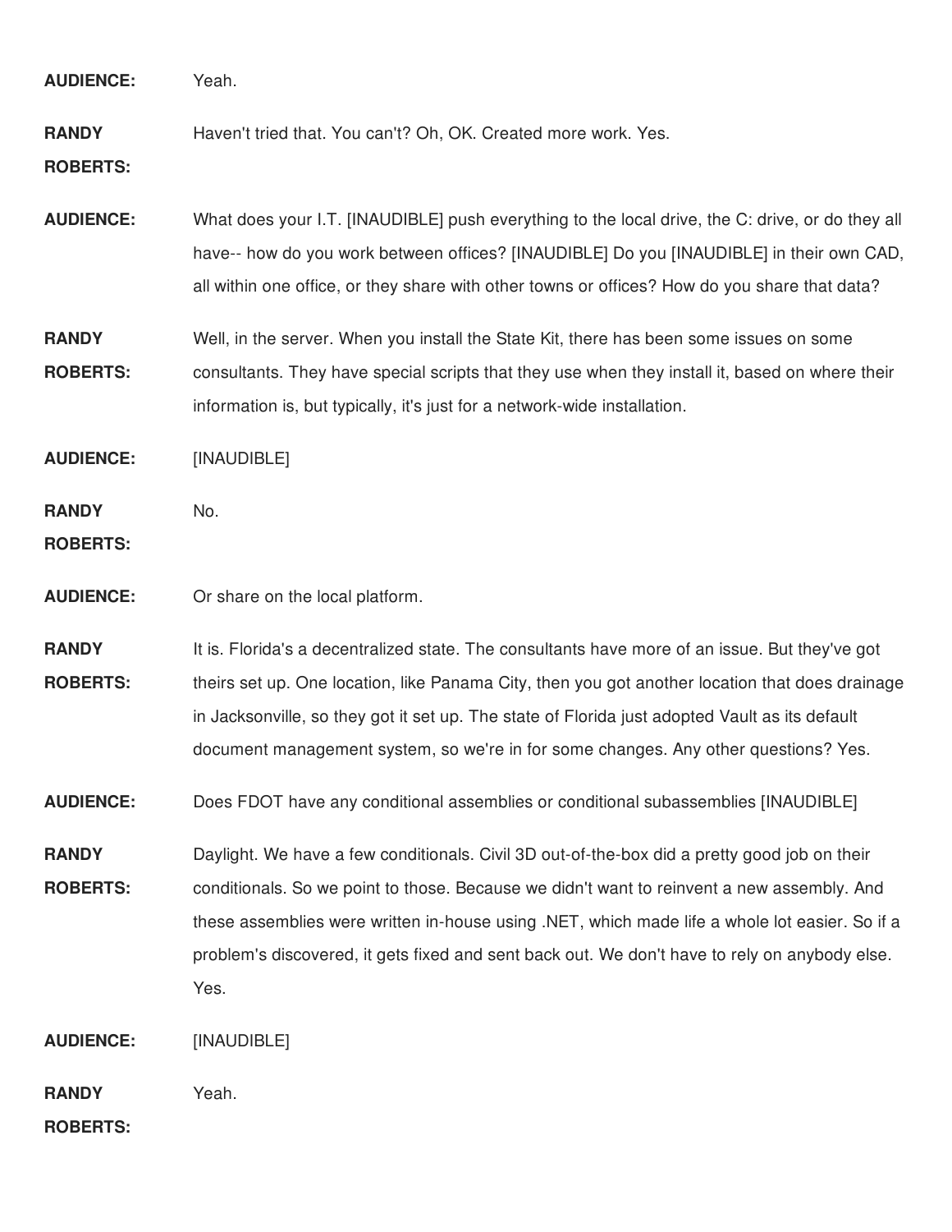**AUDIENCE:** Yeah.

**RANDY ROBERTS:** Haven't tried that. You can't? Oh, OK. Created more work. Yes.

**AUDIENCE:** What does your I.T. [INAUDIBLE] push everything to the local drive, the C: drive, or do they all have-- how do you work between offices? [INAUDIBLE] Do you [INAUDIBLE] in their own CAD, all within one office, or they share with other towns or offices? How do you share that data?

**RANDY ROBERTS:** Well, in the server. When you install the State Kit, there has been some issues on some consultants. They have special scripts that they use when they install it, based on where their information is, but typically, it's just for a network-wide installation.

**AUDIENCE:** [INAUDIBLE]

**RANDY ROBERTS:** No.

**AUDIENCE:** Or share on the local platform.

**RANDY ROBERTS:** It is. Florida's a decentralized state. The consultants have more of an issue. But they've got theirs set up. One location, like Panama City, then you got another location that does drainage in Jacksonville, so they got it set up. The state of Florida just adopted Vault as its default document management system, so we're in for some changes. Any other questions? Yes.

**AUDIENCE:** Does FDOT have any conditional assemblies or conditional subassemblies [INAUDIBLE]

**RANDY ROBERTS:** Daylight. We have a few conditionals. Civil 3D out-of-the-box did a pretty good job on their conditionals. So we point to those. Because we didn't want to reinvent a new assembly. And these assemblies were written in-house using .NET, which made life a whole lot easier. So if a problem's discovered, it gets fixed and sent back out. We don't have to rely on anybody else. Yes.

**AUDIENCE:** [INAUDIBLE]

**RANDY ROBERTS:** Yeah.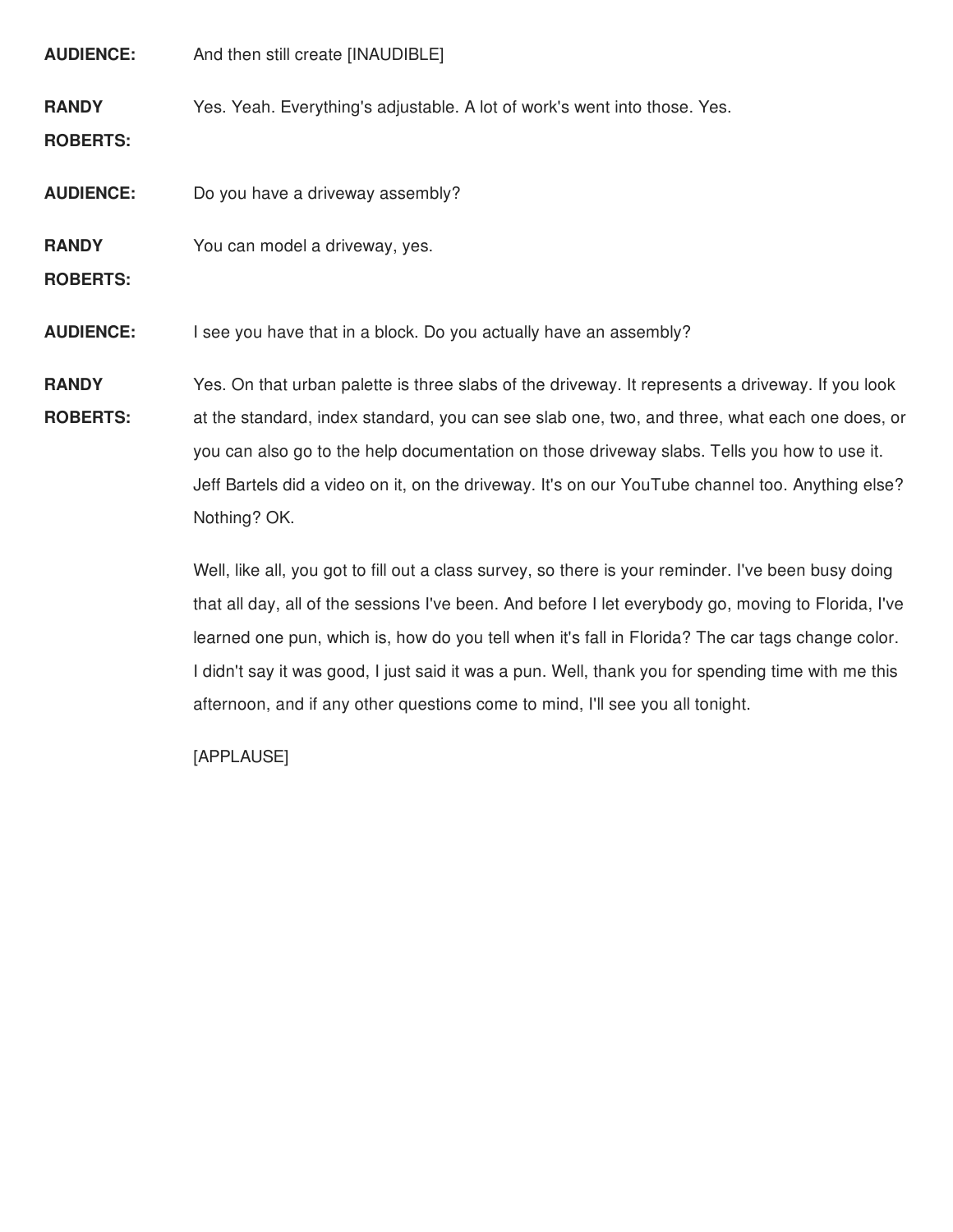**AUDIENCE:** And then still create [INAUDIBLE]

**RANDY ROBERTS:** Yes. Yeah. Everything's adjustable. A lot of work's went into those. Yes.

**AUDIENCE:** Do you have a driveway assembly?

**RANDY ROBERTS:** You can model a driveway, yes.

**AUDIENCE:** I see you have that in a block. Do you actually have an assembly?

**RANDY ROBERTS:** Yes. On that urban palette is three slabs of the driveway. It represents a driveway. If you look at the standard, index standard, you can see slab one, two, and three, what each one does, or you can also go to the help documentation on those driveway slabs. Tells you how to use it. Jeff Bartels did a video on it, on the driveway. It's on our YouTube channel too. Anything else? Nothing? OK.

Well, like all, you got to fill out a class survey, so there is your reminder. I've been busy doing that all day, all of the sessions I've been. And before I let everybody go, moving to Florida, I've learned one pun, which is, how do you tell when it's fall in Florida? The car tags change color. I didn't say it was good, I just said it was a pun. Well, thank you for spending time with me this afternoon, and if any other questions come to mind, I'll see you all tonight.

[APPLAUSE]